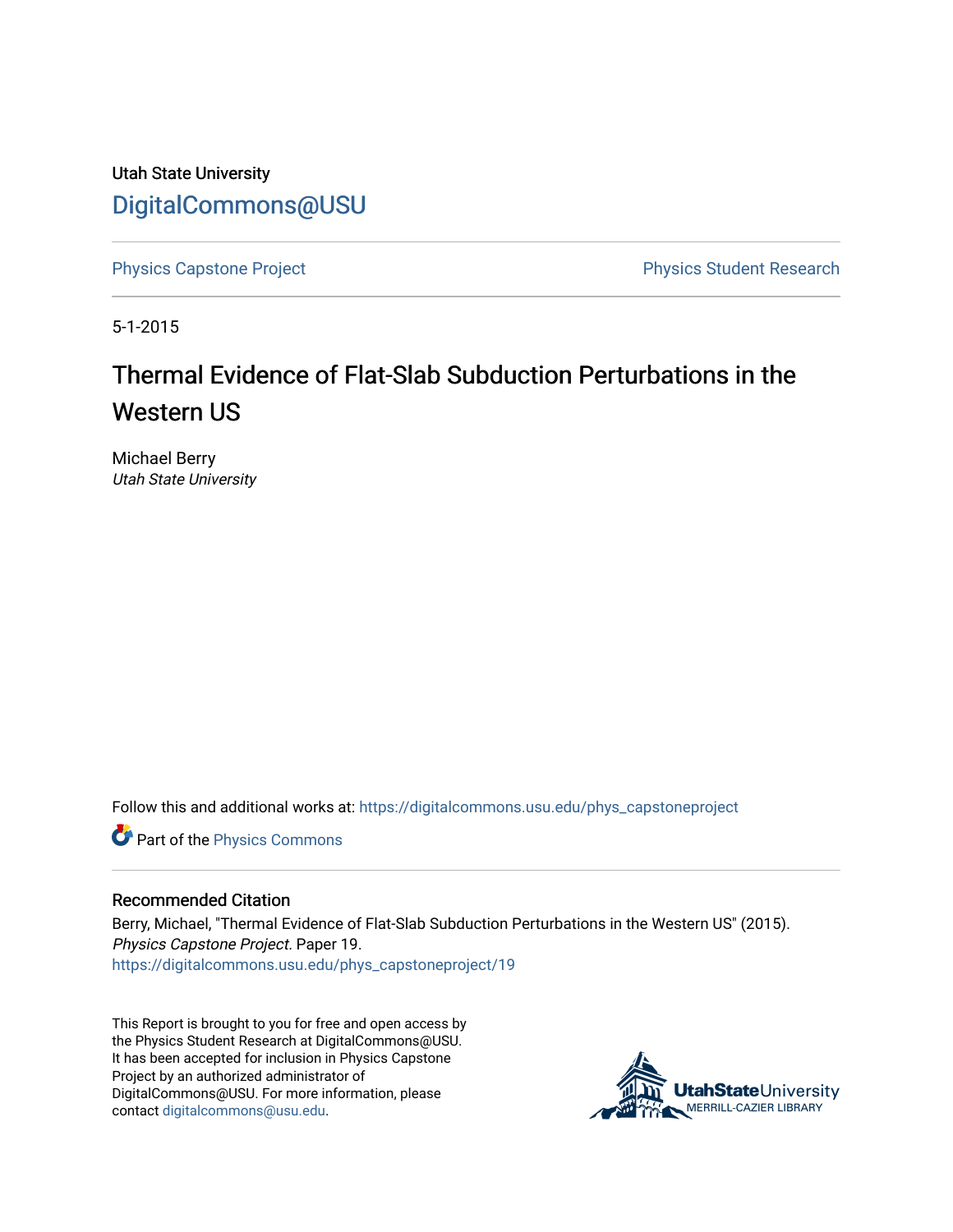Utah State University

# DigitalCommons@USU

Physics Capstone Project | Physics Student Research

5-1-2015

## Thermal Evidence of Flat-Slab Subduction Perturbations in the Western US

Michael Berry
*Utah State University*

Follow this and additional works at: https://digitalcommons.usu.edu/phys_capstoneproject

Part of the Physics Commons

### Recommended Citation

Berry, Michael, "Thermal Evidence of Flat-Slab Subduction Perturbations in the Western US" (2015). *Physics Capstone Project.* Paper 19.
https://digitalcommons.usu.edu/phys_capstoneproject/19

This Report is brought to you for free and open access by the Physics Student Research at DigitalCommons@USU. It has been accepted for inclusion in Physics Capstone Project by an authorized administrator of DigitalCommons@USU. For more information, please contact digitalcommons@usu.edu.

UtahStateUniversity
MERRILL-CAZIER LIBRARY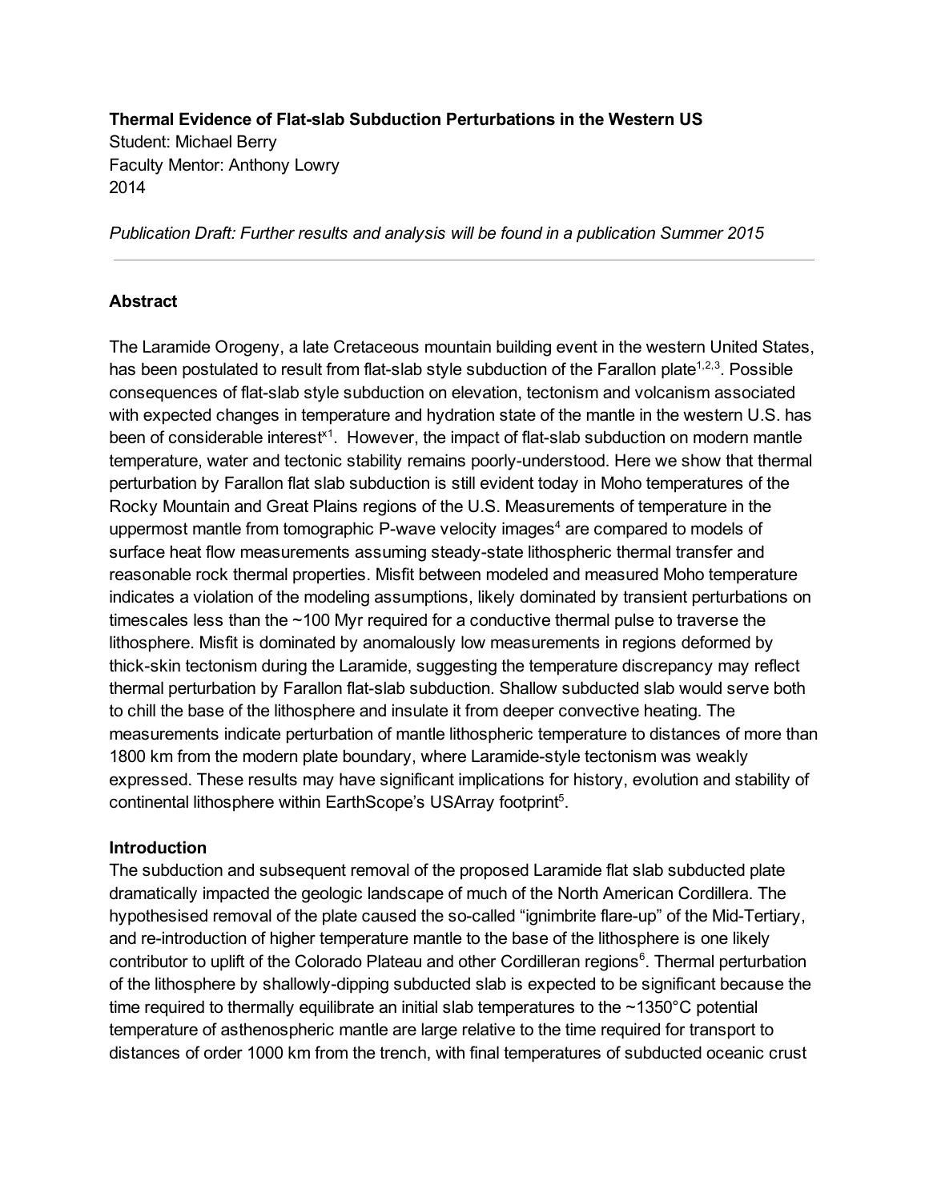**Thermal Evidence of Flat-slab Subduction Perturbations in the Western US**
Student: Michael Berry
Faculty Mentor: Anthony Lowry
2014

*Publication Draft: Further results and analysis will be found in a publication Summer 2015*

---

## Abstract

The Laramide Orogeny, a late Cretaceous mountain building event in the western United States, has been postulated to result from flat-slab style subduction of the Farallon plate[1,2,3]. Possible consequences of flat-slab style subduction on elevation, tectonism and volcanism associated with expected changes in temperature and hydration state of the mantle in the western U.S. has been of considerable interest[x1]. However, the impact of flat-slab subduction on modern mantle temperature, water and tectonic stability remains poorly-understood. Here we show that thermal perturbation by Farallon flat slab subduction is still evident today in Moho temperatures of the Rocky Mountain and Great Plains regions of the U.S. Measurements of temperature in the uppermost mantle from tomographic P-wave velocity images[4] are compared to models of surface heat flow measurements assuming steady-state lithospheric thermal transfer and reasonable rock thermal properties. Misfit between modeled and measured Moho temperature indicates a violation of the modeling assumptions, likely dominated by transient perturbations on timescales less than the ~100 Myr required for a conductive thermal pulse to traverse the lithosphere. Misfit is dominated by anomalously low measurements in regions deformed by thick-skin tectonism during the Laramide, suggesting the temperature discrepancy may reflect thermal perturbation by Farallon flat-slab subduction. Shallow subducted slab would serve both to chill the base of the lithosphere and insulate it from deeper convective heating. The measurements indicate perturbation of mantle lithospheric temperature to distances of more than 1800 km from the modern plate boundary, where Laramide-style tectonism was weakly expressed. These results may have significant implications for history, evolution and stability of continental lithosphere within EarthScope's USArray footprint[5].

## Introduction

The subduction and subsequent removal of the proposed Laramide flat slab subducted plate dramatically impacted the geologic landscape of much of the North American Cordillera. The hypothesised removal of the plate caused the so-called "ignimbrite flare-up" of the Mid-Tertiary, and re-introduction of higher temperature mantle to the base of the lithosphere is one likely contributor to uplift of the Colorado Plateau and other Cordilleran regions[6]. Thermal perturbation of the lithosphere by shallowly-dipping subducted slab is expected to be significant because the time required to thermally equilibrate an initial slab temperatures to the ~1350°C potential temperature of asthenospheric mantle are large relative to the time required for transport to distances of order 1000 km from the trench, with final temperatures of subducted oceanic crust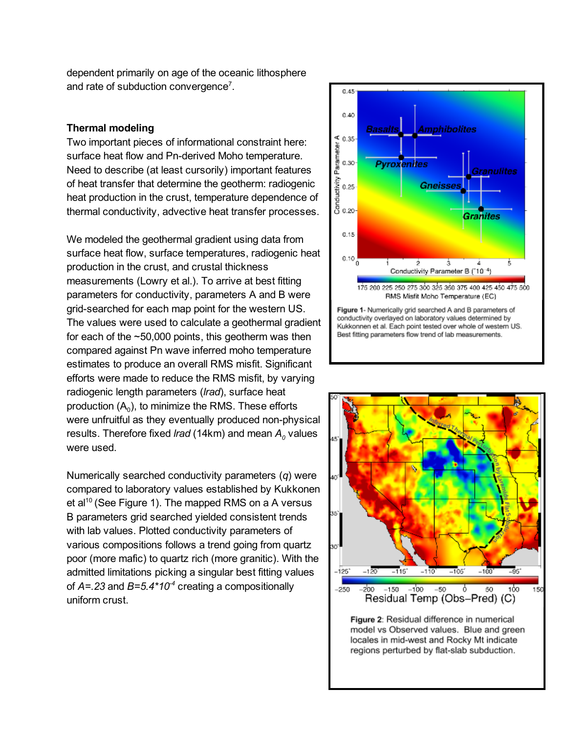dependent primarily on age of the oceanic lithosphere and rate of subduction convergence[7].

### Thermal modeling

Two important pieces of informational constraint here: surface heat flow and Pn-derived Moho temperature. Need to describe (at least cursorily) important features of heat transfer that determine the geotherm: radiogenic heat production in the crust, temperature dependence of thermal conductivity, advective heat transfer processes.

We modeled the geothermal gradient using data from surface heat flow, surface temperatures, radiogenic heat production in the crust, and crustal thickness measurements (Lowry et al.). To arrive at best fitting parameters for conductivity, parameters A and B were grid-searched for each map point for the western US. The values were used to calculate a geothermal gradient for each of the ~50,000 points, this geotherm was then compared against Pn wave inferred moho temperature estimates to produce an overall RMS misfit. Significant efforts were made to reduce the RMS misfit, by varying radiogenic length parameters (*lrad*), surface heat production ($A_0$), to minimize the RMS. These efforts were unfruitful as they eventually produced non-physical results. Therefore fixed *lrad* (14km) and mean $A_0$ values were used.

Numerically searched conductivity parameters (*q*) were compared to laboratory values established by Kukkonen et al[10] (See Figure 1). The mapped RMS on a A versus B parameters grid searched yielded consistent trends with lab values. Plotted conductivity parameters of various compositions follows a trend going from quartz poor (more mafic) to quartz rich (more granitic). With the admitted limitations picking a singular best fitting values of $A=.23$ and $B=5.4*10^{-4}$ creating a compositionally uniform crust.

Figure 1- Numerically grid searched A and B parameters of conductivity overlayed on laboratory values determined by Kukkonnen et al. Each point tested over whole of western US. Best fitting parameters flow trend of lab measurements.

Figure 2: Residual difference in numerical model vs Observed values. Blue and green locales in mid-west and Rocky Mt indicate regions perturbed by flat-slab subduction.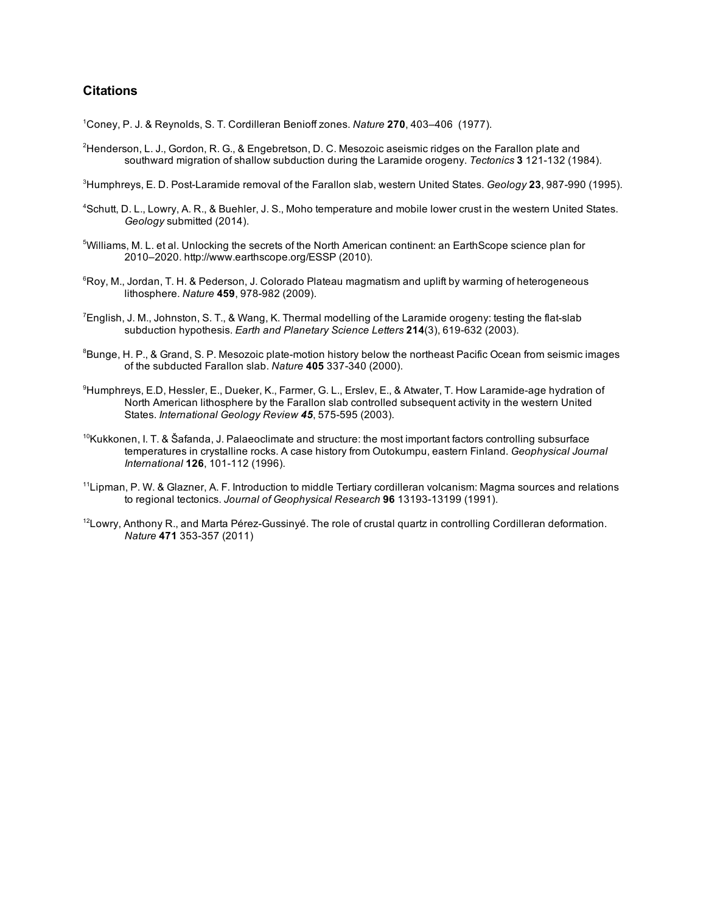## Citations

[1]Coney, P. J. & Reynolds, S. T. Cordilleran Benioff zones. *Nature* **270**, 403–406 (1977).

[2]Henderson, L. J., Gordon, R. G., & Engebretson, D. C. Mesozoic aseismic ridges on the Farallon plate and southward migration of shallow subduction during the Laramide orogeny. *Tectonics* **3** 121-132 (1984).

[3]Humphreys, E. D. Post-Laramide removal of the Farallon slab, western United States. *Geology* **23**, 987-990 (1995).

[4]Schutt, D. L., Lowry, A. R., & Buehler, J. S., Moho temperature and mobile lower crust in the western United States. *Geology* submitted (2014).

[5]Williams, M. L. et al. Unlocking the secrets of the North American continent: an EarthScope science plan for 2010–2020. http://www.earthscope.org/ESSP (2010).

[6]Roy, M., Jordan, T. H. & Pederson, J. Colorado Plateau magmatism and uplift by warming of heterogeneous lithosphere. *Nature* **459**, 978-982 (2009).

[7]English, J. M., Johnston, S. T., & Wang, K. Thermal modelling of the Laramide orogeny: testing the flat-slab subduction hypothesis. *Earth and Planetary Science Letters* **214**(3), 619-632 (2003).

[8]Bunge, H. P., & Grand, S. P. Mesozoic plate-motion history below the northeast Pacific Ocean from seismic images of the subducted Farallon slab. *Nature* **405** 337-340 (2000).

[9]Humphreys, E.D, Hessler, E., Dueker, K., Farmer, G. L., Erslev, E., & Atwater, T. How Laramide-age hydration of North American lithosphere by the Farallon slab controlled subsequent activity in the western United States. *International Geology Review* ***45***, 575-595 (2003).

[10]Kukkonen, I. T. & Šafanda, J. Palaeoclimate and structure: the most important factors controlling subsurface temperatures in crystalline rocks. A case history from Outokumpu, eastern Finland. *Geophysical Journal International* **126**, 101-112 (1996).

[11]Lipman, P. W. & Glazner, A. F. Introduction to middle Tertiary cordilleran volcanism: Magma sources and relations to regional tectonics. *Journal of Geophysical Research* **96** 13193-13199 (1991).

[12]Lowry, Anthony R., and Marta Pérez-Gussinyé. The role of crustal quartz in controlling Cordilleran deformation. *Nature* **471** 353-357 (2011)